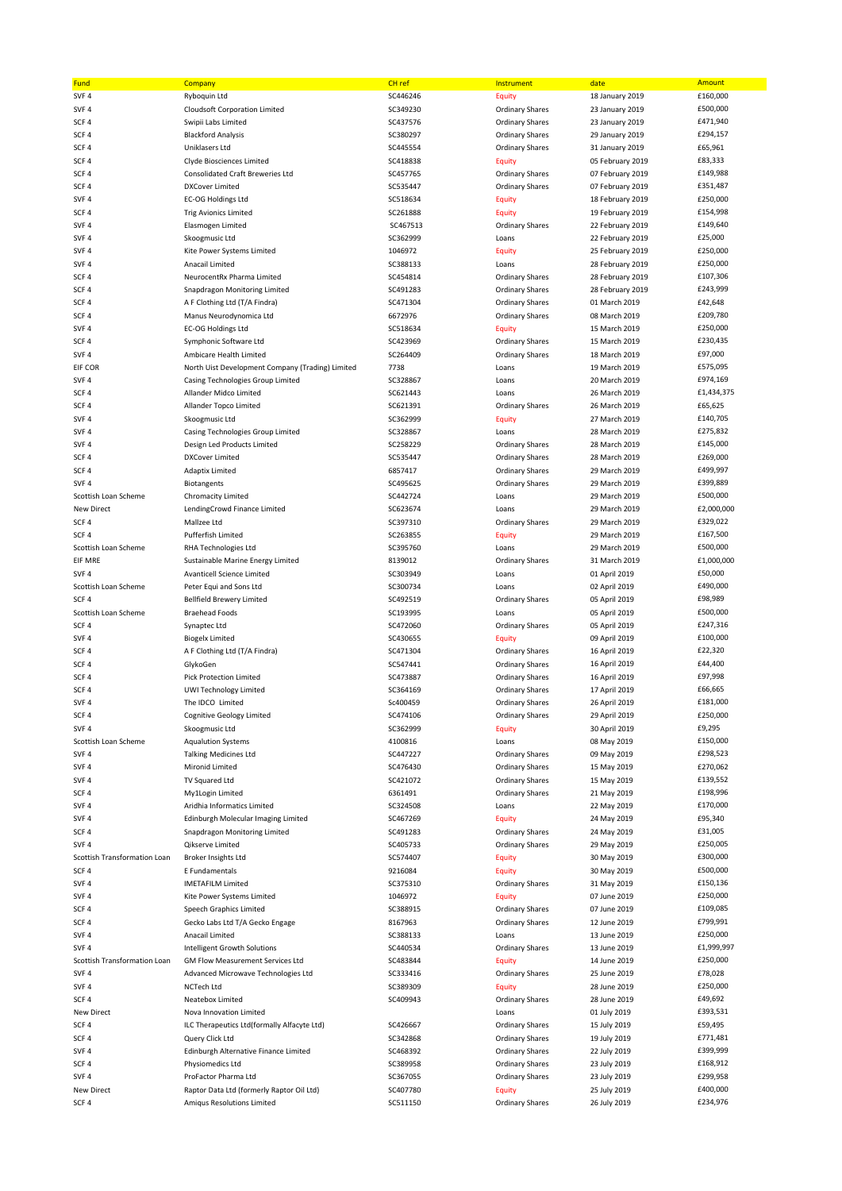| Fund | Company | CH ref | Instrument | date | Amount |
|---|---|---|---|---|---|
| SVF 4 | Ryboquin Ltd | SC446246 | Equity | 18 January 2019 | £160,000 |
| SVF 4 | Cloudsoft Corporation Limited | SC349230 | Ordinary Shares | 23 January 2019 | £500,000 |
| SCF 4 | Swipii Labs Limited | SC437576 | Ordinary Shares | 23 January 2019 | £471,940 |
| SCF 4 | Blackford Analysis | SC380297 | Ordinary Shares | 29 January 2019 | £294,157 |
| SCF 4 | Uniklasers Ltd | SC445554 | Ordinary Shares | 31 January 2019 | £65,961 |
| SCF 4 | Clyde Biosciences Limited | SC418838 | Equity | 05 February 2019 | £83,333 |
| SCF 4 | Consolidated Craft Breweries Ltd | SC457765 | Ordinary Shares | 07 February 2019 | £149,988 |
| SCF 4 | DXCover Limited | SC535447 | Ordinary Shares | 07 February 2019 | £351,487 |
| SVF 4 | EC-OG Holdings Ltd | SC518634 | Equity | 18 February 2019 | £250,000 |
| SCF 4 | Trig Avionics Limited | SC261888 | Equity | 19 February 2019 | £154,998 |
| SVF 4 | Elasmogen Limited | SC467513 | Ordinary Shares | 22 February 2019 | £149,640 |
| SVF 4 | Skoogmusic Ltd | SC362999 | Loans | 22 February 2019 | £25,000 |
| SVF 4 | Kite Power Systems Limited | 1046972 | Equity | 25 February 2019 | £250,000 |
| SVF 4 | Anacail Limited | SC388133 | Loans | 28 February 2019 | £250,000 |
| SCF 4 | NeurocentRx Pharma Limited | SC454814 | Ordinary Shares | 28 February 2019 | £107,306 |
| SCF 4 | Snapdragon Monitoring Limited | SC491283 | Ordinary Shares | 28 February 2019 | £243,999 |
| SCF 4 | A F Clothing Ltd (T/A Findra) | SC471304 | Ordinary Shares | 01 March 2019 | £42,648 |
| SCF 4 | Manus Neurodynomica Ltd | 6672976 | Ordinary Shares | 08 March 2019 | £209,780 |
| SVF 4 | EC-OG Holdings Ltd | SC518634 | Equity | 15 March 2019 | £250,000 |
| SCF 4 | Symphonic Software Ltd | SC423969 | Ordinary Shares | 15 March 2019 | £230,435 |
| SVF 4 | Ambicare Health Limited | SC264409 | Ordinary Shares | 18 March 2019 | £97,000 |
| EIF COR | North Uist Development Company (Trading) Limited | 7738 | Loans | 19 March 2019 | £575,095 |
| SVF 4 | Casing Technologies Group Limited | SC328867 | Loans | 20 March 2019 | £974,169 |
| SCF 4 | Allander Midco Limited | SC621443 | Loans | 26 March 2019 | £1,434,375 |
| SCF 4 | Allander Topco Limited | SC621391 | Ordinary Shares | 26 March 2019 | £65,625 |
| SVF 4 | Skoogmusic Ltd | SC362999 | Equity | 27 March 2019 | £140,705 |
| SVF 4 | Casing Technologies Group Limited | SC328867 | Loans | 28 March 2019 | £275,832 |
| SVF 4 | Design Led Products Limited | SC258229 | Ordinary Shares | 28 March 2019 | £145,000 |
| SCF 4 | DXCover Limited | SC535447 | Ordinary Shares | 28 March 2019 | £269,000 |
| SCF 4 | Adaptix Limited | 6857417 | Ordinary Shares | 29 March 2019 | £499,997 |
| SVF 4 | Biotangents | SC495625 | Ordinary Shares | 29 March 2019 | £399,889 |
| Scottish Loan Scheme | Chromacity Limited | SC442724 | Loans | 29 March 2019 | £500,000 |
| New Direct | LendingCrowd Finance Limited | SC623674 | Loans | 29 March 2019 | £2,000,000 |
| SCF 4 | Mallzee Ltd | SC397310 | Ordinary Shares | 29 March 2019 | £329,022 |
| SCF 4 | Pufferfish Limited | SC263855 | Equity | 29 March 2019 | £167,500 |
| Scottish Loan Scheme | RHA Technologies Ltd | SC395760 | Loans | 29 March 2019 | £500,000 |
| EIF MRE | Sustainable Marine Energy Limited | 8139012 | Ordinary Shares | 31 March 2019 | £1,000,000 |
| SVF 4 | Avanticell Science Limited | SC303949 | Loans | 01 April 2019 | £50,000 |
| Scottish Loan Scheme | Peter Equi and Sons Ltd | SC300734 | Loans | 02 April 2019 | £490,000 |
| SCF 4 | Bellfield Brewery Limited | SC492519 | Ordinary Shares | 05 April 2019 | £98,989 |
| Scottish Loan Scheme | Braehead Foods | SC193995 | Loans | 05 April 2019 | £500,000 |
| SCF 4 | Synaptec Ltd | SC472060 | Ordinary Shares | 05 April 2019 | £247,316 |
| SVF 4 | Biogelx Limited | SC430655 | Equity | 09 April 2019 | £100,000 |
| SCF 4 | A F Clothing Ltd (T/A Findra) | SC471304 | Ordinary Shares | 16 April 2019 | £22,320 |
| SCF 4 | GlykoGen | SC547441 | Ordinary Shares | 16 April 2019 | £44,400 |
| SCF 4 | Pick Protection Limited | SC473887 | Ordinary Shares | 16 April 2019 | £97,998 |
| SCF 4 | UWI Technology Limited | SC364169 | Ordinary Shares | 17 April 2019 | £66,665 |
| SVF 4 | The IDCO Limited | Sc400459 | Ordinary Shares | 26 April 2019 | £181,000 |
| SCF 4 | Cognitive Geology Limited | SC474106 | Ordinary Shares | 29 April 2019 | £250,000 |
| SVF 4 | Skoogmusic Ltd | SC362999 | Equity | 30 April 2019 | £9,295 |
| Scottish Loan Scheme | Aqualution Systems | 4100816 | Loans | 08 May 2019 | £150,000 |
| SVF 4 | Talking Medicines Ltd | SC447227 | Ordinary Shares | 09 May 2019 | £298,523 |
| SVF 4 | Mironid Limited | SC476430 | Ordinary Shares | 15 May 2019 | £270,062 |
| SVF 4 | TV Squared Ltd | SC421072 | Ordinary Shares | 15 May 2019 | £139,552 |
| SCF 4 | My1Login Limited | 6361491 | Ordinary Shares | 21 May 2019 | £198,996 |
| SVF 4 | Aridhia Informatics Limited | SC324508 | Loans | 22 May 2019 | £170,000 |
| SVF 4 | Edinburgh Molecular Imaging Limited | SC467269 | Equity | 24 May 2019 | £95,340 |
| SCF 4 | Snapdragon Monitoring Limited | SC491283 | Ordinary Shares | 24 May 2019 | £31,005 |
| SVF 4 | Qikserve Limited | SC405733 | Ordinary Shares | 29 May 2019 | £250,005 |
| Scottish Transformation Loan | Broker Insights Ltd | SC574407 | Equity | 30 May 2019 | £300,000 |
| SCF 4 | E Fundamentals | 9216084 | Equity | 30 May 2019 | £500,000 |
| SVF 4 | IMETAFILM Limited | SC375310 | Ordinary Shares | 31 May 2019 | £150,136 |
| SVF 4 | Kite Power Systems Limited | 1046972 | Equity | 07 June 2019 | £250,000 |
| SCF 4 | Speech Graphics Limited | SC388915 | Ordinary Shares | 07 June 2019 | £109,085 |
| SCF 4 | Gecko Labs Ltd T/A Gecko Engage | 8167963 | Ordinary Shares | 12 June 2019 | £799,991 |
| SVF 4 | Anacail Limited | SC388133 | Loans | 13 June 2019 | £250,000 |
| SVF 4 | Intelligent Growth Solutions | SC440534 | Ordinary Shares | 13 June 2019 | £1,999,997 |
| Scottish Transformation Loan | GM Flow Measurement Services Ltd | SC483844 | Equity | 14 June 2019 | £250,000 |
| SVF 4 | Advanced Microwave Technologies Ltd | SC333416 | Ordinary Shares | 25 June 2019 | £78,028 |
| SVF 4 | NCTech Ltd | SC389309 | Equity | 28 June 2019 | £250,000 |
| SCF 4 | Neatebox Limited | SC409943 | Ordinary Shares | 28 June 2019 | £49,692 |
| New Direct | Nova Innovation Limited | | Loans | 01 July 2019 | £393,531 |
| SCF 4 | ILC Therapeutics Ltd(formally Alfacyte Ltd) | SC426667 | Ordinary Shares | 15 July 2019 | £59,495 |
| SCF 4 | Query Click Ltd | SC342868 | Ordinary Shares | 19 July 2019 | £771,481 |
| SVF 4 | Edinburgh Alternative Finance Limited | SC468392 | Ordinary Shares | 22 July 2019 | £399,999 |
| SCF 4 | Physiomedics Ltd | SC389958 | Ordinary Shares | 23 July 2019 | £168,912 |
| SVF 4 | ProFactor Pharma Ltd | SC367055 | Ordinary Shares | 23 July 2019 | £299,958 |
| New Direct | Raptor Data Ltd (formerly Raptor Oil Ltd) | SC407780 | Equity | 25 July 2019 | £400,000 |
| SCF 4 | Amiqus Resolutions Limited | SC511150 | Ordinary Shares | 26 July 2019 | £234,976 |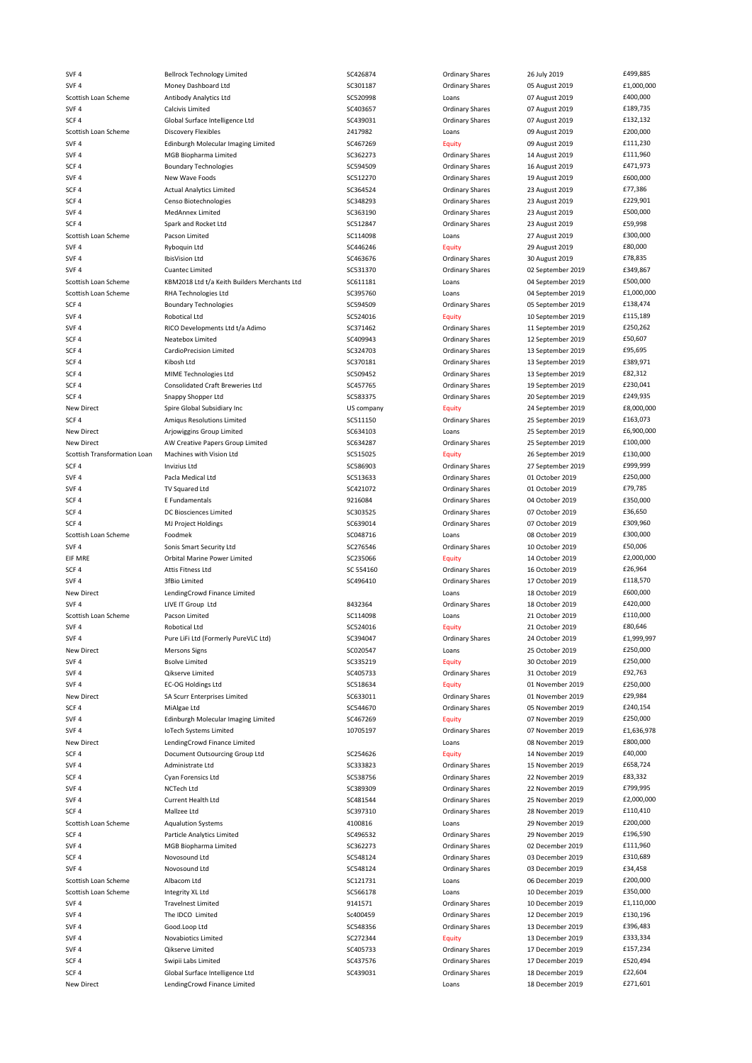| | | | | | |
|---|---|---|---|---|---|
| SVF 4 | Bellrock Technology Limited | SC426874 | Ordinary Shares | 26 July 2019 | £499,885 |
| SVF 4 | Money Dashboard Ltd | SC301187 | Ordinary Shares | 05 August 2019 | £1,000,000 |
| Scottish Loan Scheme | Antibody Analytics Ltd | SC520998 | Loans | 07 August 2019 | £400,000 |
| SVF 4 | Calcivis Limited | SC403657 | Ordinary Shares | 07 August 2019 | £189,735 |
| SCF 4 | Global Surface Intelligence Ltd | SC439031 | Ordinary Shares | 07 August 2019 | £132,132 |
| Scottish Loan Scheme | Discovery Flexibles | 2417982 | Loans | 09 August 2019 | £200,000 |
| SVF 4 | Edinburgh Molecular Imaging Limited | SC467269 | Equity | 09 August 2019 | £111,230 |
| SVF 4 | MGB Biopharma Limited | SC362273 | Ordinary Shares | 14 August 2019 | £111,960 |
| SCF 4 | Boundary Technologies | SC594509 | Ordinary Shares | 16 August 2019 | £471,973 |
| SVF 4 | New Wave Foods | SC512270 | Ordinary Shares | 19 August 2019 | £600,000 |
| SCF 4 | Actual Analytics Limited | SC364524 | Ordinary Shares | 23 August 2019 | £77,386 |
| SCF 4 | Censo Biotechnologies | SC348293 | Ordinary Shares | 23 August 2019 | £229,901 |
| SVF 4 | MedAnnex Limited | SC363190 | Ordinary Shares | 23 August 2019 | £500,000 |
| SCF 4 | Spark and Rocket Ltd | SC512847 | Ordinary Shares | 23 August 2019 | £59,998 |
| Scottish Loan Scheme | Pacson Limited | SC114098 | Loans | 27 August 2019 | £300,000 |
| SVF 4 | Ryboquin Ltd | SC446246 | Equity | 29 August 2019 | £80,000 |
| SVF 4 | IbisVision Ltd | SC463676 | Ordinary Shares | 30 August 2019 | £78,835 |
| SVF 4 | Cuantec Limited | SC531370 | Ordinary Shares | 02 September 2019 | £349,867 |
| Scottish Loan Scheme | KBM2018 Ltd t/a Keith Builders Merchants Ltd | SC611181 | Loans | 04 September 2019 | £500,000 |
| Scottish Loan Scheme | RHA Technologies Ltd | SC395760 | Loans | 04 September 2019 | £1,000,000 |
| SCF 4 | Boundary Technologies | SC594509 | Ordinary Shares | 05 September 2019 | £138,474 |
| SVF 4 | Robotical Ltd | SC524016 | Equity | 10 September 2019 | £115,189 |
| SVF 4 | RICO Developments Ltd t/a Adimo | SC371462 | Ordinary Shares | 11 September 2019 | £250,262 |
| SCF 4 | Neatebox Limited | SC409943 | Ordinary Shares | 12 September 2019 | £50,607 |
| SCF 4 | CardioPrecision Limited | SC324703 | Ordinary Shares | 13 September 2019 | £95,695 |
| SVF 4 | Kibosh Ltd | SC370181 | Ordinary Shares | 13 September 2019 | £389,971 |
| SCF 4 | MIME Technologies Ltd | SC509452 | Ordinary Shares | 13 September 2019 | £82,312 |
| SCF 4 | Consolidated Craft Breweries Ltd | SC457765 | Ordinary Shares | 19 September 2019 | £230,041 |
| SCF 4 | Snappy Shopper Ltd | SC583375 | Ordinary Shares | 20 September 2019 | £249,935 |
| New Direct | Spire Global Subsidiary Inc | US company | Equity | 24 September 2019 | £8,000,000 |
| SCF 4 | Amiqus Resolutions Limited | SC511150 | Ordinary Shares | 25 September 2019 | £163,073 |
| New Direct | Arjowiggins Group Limited | SC634103 | Loans | 25 September 2019 | £6,900,000 |
| New Direct | AW Creative Papers Group Limited | SC634287 | Ordinary Shares | 25 September 2019 | £100,000 |
| Scottish Transformation Loan | Machines with Vision Ltd | SC515025 | Equity | 26 September 2019 | £130,000 |
| SCF 4 | Invizius Ltd | SC586903 | Ordinary Shares | 27 September 2019 | £999,999 |
| SVF 4 | Pacla Medical Ltd | SC513633 | Ordinary Shares | 01 October 2019 | £250,000 |
| SVF 4 | TV Squared Ltd | SC421072 | Ordinary Shares | 01 October 2019 | £79,785 |
| SVF 4 | E Fundamentals | 9216084 | Ordinary Shares | 04 October 2019 | £350,000 |
| SCF 4 | DC Biosciences Limited | SC303525 | Ordinary Shares | 07 October 2019 | £36,650 |
| SCF 4 | MJ Project Holdings | SC639014 | Ordinary Shares | 07 October 2019 | £309,960 |
| Scottish Loan Scheme | Foodmek | SC048716 | Loans | 08 October 2019 | £300,000 |
| SVF 4 | Sonis Smart Security Ltd | SC276546 | Ordinary Shares | 10 October 2019 | £50,006 |
| EIF MRE | Orbital Marine Power Limited | SC235066 | Equity | 14 October 2019 | £2,000,000 |
| SCF 4 | Attis Fitness Ltd | SC 554160 | Ordinary Shares | 16 October 2019 | £26,964 |
| SVF 4 | 3fBio Limited | SC496410 | Ordinary Shares | 17 October 2019 | £118,570 |
| New Direct | LendingCrowd Finance Limited | | Loans | 18 October 2019 | £600,000 |
| SVF 4 | LIVE IT Group Ltd | 8432364 | Ordinary Shares | 18 October 2019 | £420,000 |
| Scottish Loan Scheme | Pacson Limited | SC114098 | Loans | 21 October 2019 | £110,000 |
| SVF 4 | Robotical Ltd | SC524016 | Equity | 21 October 2019 | £80,646 |
| SVF 4 | Pure LiFi Ltd (Formerly PureVLC Ltd) | SC394047 | Ordinary Shares | 24 October 2019 | £1,999,997 |
| New Direct | Mersons Signs | SC020547 | Loans | 25 October 2019 | £250,000 |
| SVF 4 | Bsolve Limited | SC335219 | Equity | 30 October 2019 | £250,000 |
| SVF 4 | Qikserve Limited | SC405733 | Ordinary Shares | 31 October 2019 | £92,763 |
| SVF 4 | EC-OG Holdings Ltd | SC518634 | Equity | 01 November 2019 | £250,000 |
| New Direct | SA Scurr Enterprises Limited | SC633011 | Ordinary Shares | 01 November 2019 | £29,984 |
| SCF 4 | MiAlgae Ltd | SC544670 | Ordinary Shares | 05 November 2019 | £240,154 |
| SVF 4 | Edinburgh Molecular Imaging Limited | SC467269 | Equity | 07 November 2019 | £250,000 |
| SVF 4 | IoTech Systems Limited | 10705197 | Ordinary Shares | 07 November 2019 | £1,636,978 |
| New Direct | LendingCrowd Finance Limited | | Loans | 08 November 2019 | £800,000 |
| SCF 4 | Document Outsourcing Group Ltd | SC254626 | Equity | 14 November 2019 | £40,000 |
| SVF 4 | Administrate Ltd | SC333823 | Ordinary Shares | 15 November 2019 | £658,724 |
| SCF 4 | Cyan Forensics Ltd | SC538756 | Ordinary Shares | 22 November 2019 | £83,332 |
| SVF 4 | NCTech Ltd | SC389309 | Ordinary Shares | 22 November 2019 | £799,995 |
| SVF 4 | Current Health Ltd | SC481544 | Ordinary Shares | 25 November 2019 | £2,000,000 |
| SCF 4 | Mallzee Ltd | SC397310 | Ordinary Shares | 28 November 2019 | £110,410 |
| Scottish Loan Scheme | Aqualution Systems | 4100816 | Loans | 29 November 2019 | £200,000 |
| SCF 4 | Particle Analytics Limited | SC496532 | Ordinary Shares | 29 November 2019 | £196,590 |
| SVF 4 | MGB Biopharma Limited | SC362273 | Ordinary Shares | 02 December 2019 | £111,960 |
| SCF 4 | Novosound Ltd | SC548124 | Ordinary Shares | 03 December 2019 | £310,689 |
| SVF 4 | Novosound Ltd | SC548124 | Ordinary Shares | 03 December 2019 | £34,458 |
| Scottish Loan Scheme | Albacom Ltd | SC121731 | Loans | 06 December 2019 | £200,000 |
| Scottish Loan Scheme | Integrity XL Ltd | SC566178 | Loans | 10 December 2019 | £350,000 |
| SVF 4 | Travelnest Limited | 9141571 | Ordinary Shares | 10 December 2019 | £1,110,000 |
| SVF 4 | The IDCO Limited | Sc400459 | Ordinary Shares | 12 December 2019 | £130,196 |
| SVF 4 | Good.Loop Ltd | SC548356 | Ordinary Shares | 13 December 2019 | £396,483 |
| SVF 4 | Novabiotics Limited | SC272344 | Equity | 13 December 2019 | £333,334 |
| SVF 4 | Qikserve Limited | SC405733 | Ordinary Shares | 17 December 2019 | £157,234 |
| SCF 4 | Swipii Labs Limited | SC437576 | Ordinary Shares | 17 December 2019 | £520,494 |
| SCF 4 | Global Surface Intelligence Ltd | SC439031 | Ordinary Shares | 18 December 2019 | £22,604 |
| New Direct | LendingCrowd Finance Limited | | Loans | 18 December 2019 | £271,601 |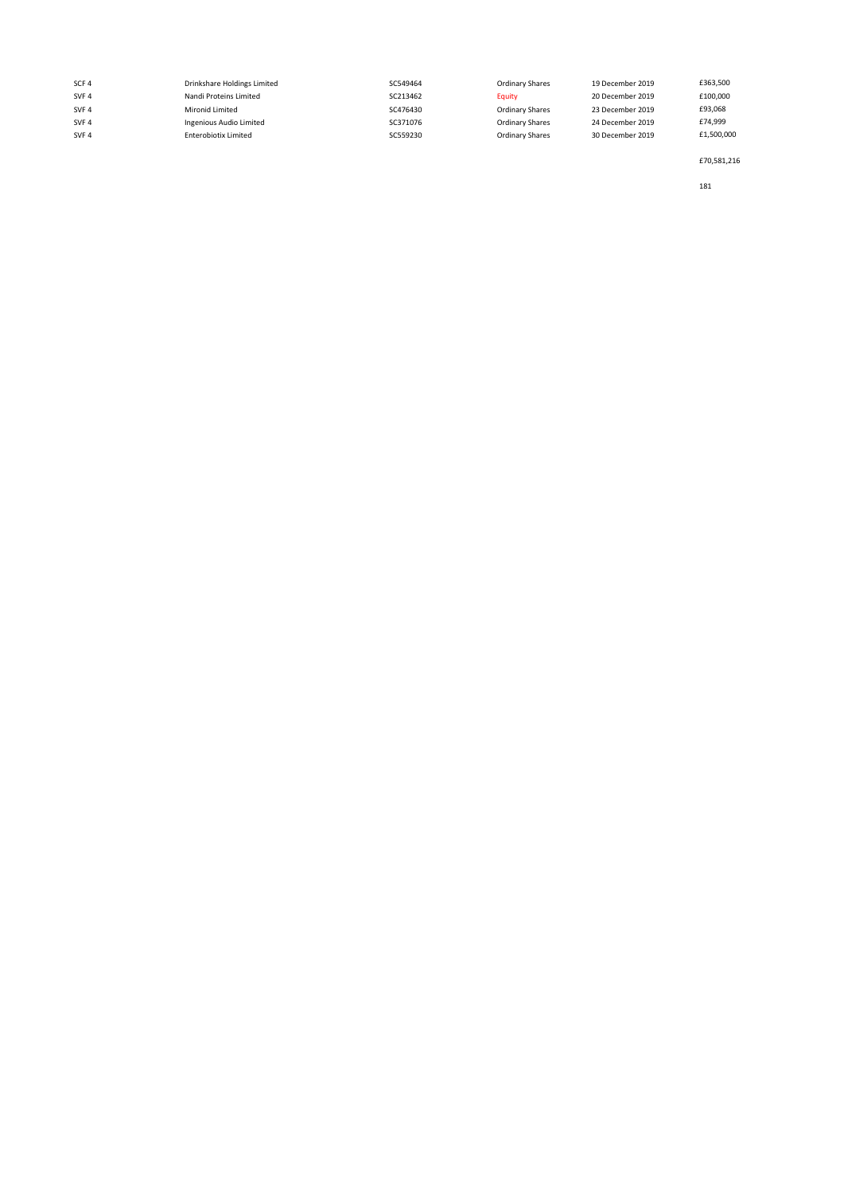| | | | | | |
|---|---|---|---|---|---|
| SCF 4 | Drinkshare Holdings Limited | SC549464 | Ordinary Shares | 19 December 2019 | £363,500 |
| SVF 4 | Nandi Proteins Limited | SC213462 | Equity | 20 December 2019 | £100,000 |
| SVF 4 | Mironid Limited | SC476430 | Ordinary Shares | 23 December 2019 | £93,068 |
| SVF 4 | Ingenious Audio Limited | SC371076 | Ordinary Shares | 24 December 2019 | £74,999 |
| SVF 4 | Enterobiotix Limited | SC559230 | Ordinary Shares | 30 December 2019 | £1,500,000 |
| | | | | | £70,581,216 |
| | | | | | 181 |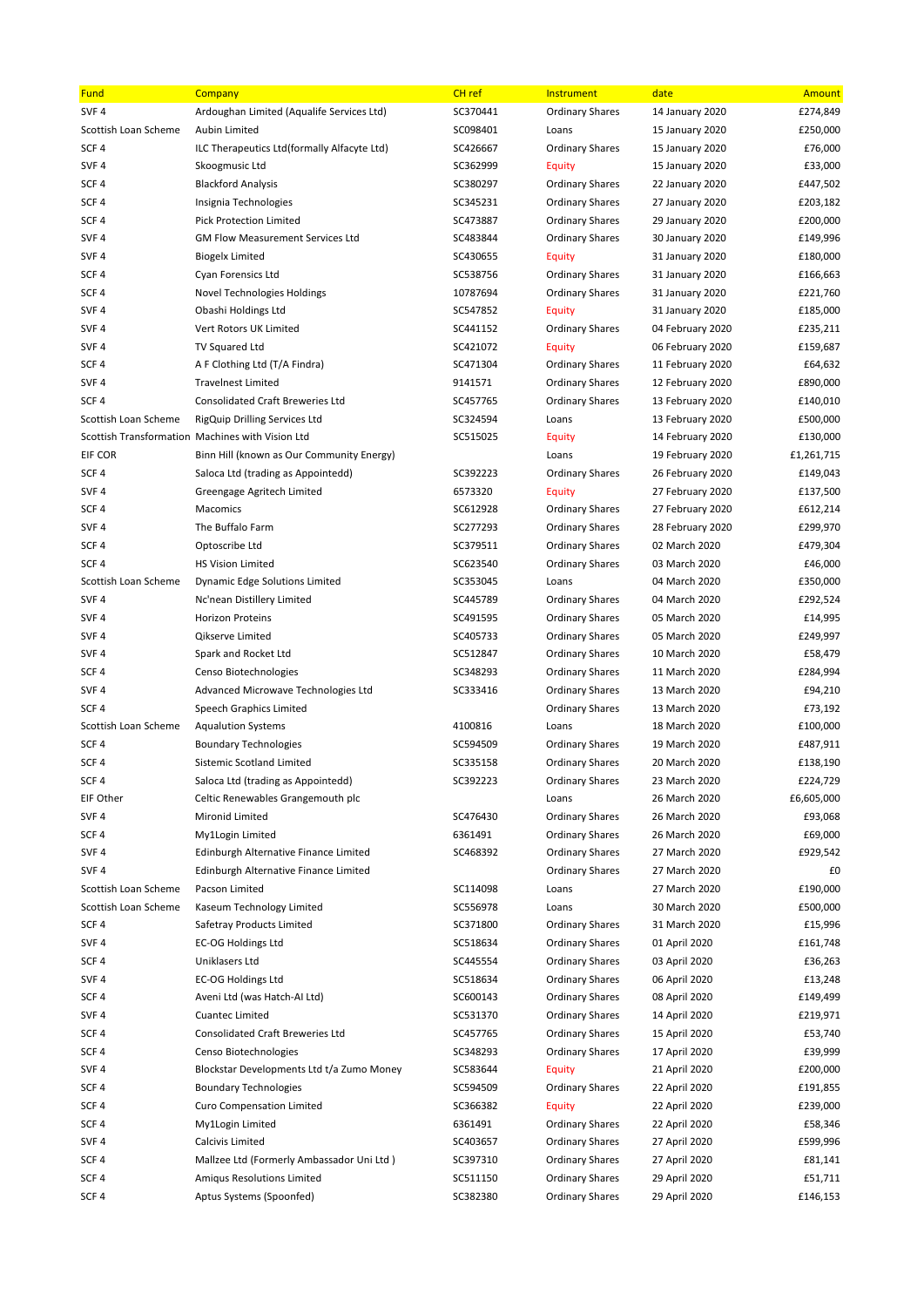| Fund | Company | CH ref | Instrument | date | Amount |
|---|---|---|---|---|---|
| SVF 4 | Ardoughan Limited (Aqualife Services Ltd) | SC370441 | Ordinary Shares | 14 January 2020 | £274,849 |
| Scottish Loan Scheme | Aubin Limited | SC098401 | Loans | 15 January 2020 | £250,000 |
| SCF 4 | ILC Therapeutics Ltd(formally Alfacyte Ltd) | SC426667 | Ordinary Shares | 15 January 2020 | £76,000 |
| SVF 4 | Skoogmusic Ltd | SC362999 | Equity | 15 January 2020 | £33,000 |
| SCF 4 | Blackford Analysis | SC380297 | Ordinary Shares | 22 January 2020 | £447,502 |
| SCF 4 | Insignia Technologies | SC345231 | Ordinary Shares | 27 January 2020 | £203,182 |
| SCF 4 | Pick Protection Limited | SC473887 | Ordinary Shares | 29 January 2020 | £200,000 |
| SVF 4 | GM Flow Measurement Services Ltd | SC483844 | Ordinary Shares | 30 January 2020 | £149,996 |
| SVF 4 | Biogelx Limited | SC430655 | Equity | 31 January 2020 | £180,000 |
| SCF 4 | Cyan Forensics Ltd | SC538756 | Ordinary Shares | 31 January 2020 | £166,663 |
| SCF 4 | Novel Technologies Holdings | 10787694 | Ordinary Shares | 31 January 2020 | £221,760 |
| SVF 4 | Obashi Holdings Ltd | SC547852 | Equity | 31 January 2020 | £185,000 |
| SVF 4 | Vert Rotors UK Limited | SC441152 | Ordinary Shares | 04 February 2020 | £235,211 |
| SVF 4 | TV Squared Ltd | SC421072 | Equity | 06 February 2020 | £159,687 |
| SCF 4 | A F Clothing Ltd (T/A Findra) | SC471304 | Ordinary Shares | 11 February 2020 | £64,632 |
| SVF 4 | Travelnest Limited | 9141571 | Ordinary Shares | 12 February 2020 | £890,000 |
| SCF 4 | Consolidated Craft Breweries Ltd | SC457765 | Ordinary Shares | 13 February 2020 | £140,010 |
| Scottish Loan Scheme | RigQuip Drilling Services Ltd | SC324594 | Loans | 13 February 2020 | £500,000 |
| Scottish Transformation | Machines with Vision Ltd | SC515025 | Equity | 14 February 2020 | £130,000 |
| EIF COR | Binn Hill (known as Our Community Energy) | | Loans | 19 February 2020 | £1,261,715 |
| SCF 4 | Saloca Ltd (trading as Appointedd) | SC392223 | Ordinary Shares | 26 February 2020 | £149,043 |
| SVF 4 | Greengage Agritech Limited | 6573320 | Equity | 27 February 2020 | £137,500 |
| SCF 4 | Macomics | SC612928 | Ordinary Shares | 27 February 2020 | £612,214 |
| SVF 4 | The Buffalo Farm | SC277293 | Ordinary Shares | 28 February 2020 | £299,970 |
| SCF 4 | Optoscribe Ltd | SC379511 | Ordinary Shares | 02 March 2020 | £479,304 |
| SCF 4 | HS Vision Limited | SC623540 | Ordinary Shares | 03 March 2020 | £46,000 |
| Scottish Loan Scheme | Dynamic Edge Solutions Limited | SC353045 | Loans | 04 March 2020 | £350,000 |
| SVF 4 | Nc'nean Distillery Limited | SC445789 | Ordinary Shares | 04 March 2020 | £292,524 |
| SVF 4 | Horizon Proteins | SC491595 | Ordinary Shares | 05 March 2020 | £14,995 |
| SVF 4 | Qikserve Limited | SC405733 | Ordinary Shares | 05 March 2020 | £249,997 |
| SVF 4 | Spark and Rocket Ltd | SC512847 | Ordinary Shares | 10 March 2020 | £58,479 |
| SCF 4 | Censo Biotechnologies | SC348293 | Ordinary Shares | 11 March 2020 | £284,994 |
| SVF 4 | Advanced Microwave Technologies Ltd | SC333416 | Ordinary Shares | 13 March 2020 | £94,210 |
| SCF 4 | Speech Graphics Limited | | Ordinary Shares | 13 March 2020 | £73,192 |
| Scottish Loan Scheme | Aqualution Systems | 4100816 | Loans | 18 March 2020 | £100,000 |
| SCF 4 | Boundary Technologies | SC594509 | Ordinary Shares | 19 March 2020 | £487,911 |
| SCF 4 | Sistemic Scotland Limited | SC335158 | Ordinary Shares | 20 March 2020 | £138,190 |
| SCF 4 | Saloca Ltd (trading as Appointedd) | SC392223 | Ordinary Shares | 23 March 2020 | £224,729 |
| EIF Other | Celtic Renewables Grangemouth plc | | Loans | 26 March 2020 | £6,605,000 |
| SVF 4 | Mironid Limited | SC476430 | Ordinary Shares | 26 March 2020 | £93,068 |
| SCF 4 | My1Login Limited | 6361491 | Ordinary Shares | 26 March 2020 | £69,000 |
| SVF 4 | Edinburgh Alternative Finance Limited | SC468392 | Ordinary Shares | 27 March 2020 | £929,542 |
| SVF 4 | Edinburgh Alternative Finance Limited | | Ordinary Shares | 27 March 2020 | £0 |
| Scottish Loan Scheme | Pacson Limited | SC114098 | Loans | 27 March 2020 | £190,000 |
| Scottish Loan Scheme | Kaseum Technology Limited | SC556978 | Loans | 30 March 2020 | £500,000 |
| SCF 4 | Safetray Products Limited | SC371800 | Ordinary Shares | 31 March 2020 | £15,996 |
| SVF 4 | EC-OG Holdings Ltd | SC518634 | Ordinary Shares | 01 April 2020 | £161,748 |
| SCF 4 | Uniklasers Ltd | SC445554 | Ordinary Shares | 03 April 2020 | £36,263 |
| SVF 4 | EC-OG Holdings Ltd | SC518634 | Ordinary Shares | 06 April 2020 | £13,248 |
| SCF 4 | Aveni Ltd (was Hatch-AI Ltd) | SC600143 | Ordinary Shares | 08 April 2020 | £149,499 |
| SVF 4 | Cuantec Limited | SC531370 | Ordinary Shares | 14 April 2020 | £219,971 |
| SCF 4 | Consolidated Craft Breweries Ltd | SC457765 | Ordinary Shares | 15 April 2020 | £53,740 |
| SCF 4 | Censo Biotechnologies | SC348293 | Ordinary Shares | 17 April 2020 | £39,999 |
| SVF 4 | Blockstar Developments Ltd t/a Zumo Money | SC583644 | Equity | 21 April 2020 | £200,000 |
| SCF 4 | Boundary Technologies | SC594509 | Ordinary Shares | 22 April 2020 | £191,855 |
| SCF 4 | Curo Compensation Limited | SC366382 | Equity | 22 April 2020 | £239,000 |
| SCF 4 | My1Login Limited | 6361491 | Ordinary Shares | 22 April 2020 | £58,346 |
| SVF 4 | Calcivis Limited | SC403657 | Ordinary Shares | 27 April 2020 | £599,996 |
| SCF 4 | Mallzee Ltd (Formerly Ambassador Uni Ltd ) | SC397310 | Ordinary Shares | 27 April 2020 | £81,141 |
| SCF 4 | Amiqus Resolutions Limited | SC511150 | Ordinary Shares | 29 April 2020 | £51,711 |
| SCF 4 | Aptus Systems (Spoonfed) | SC382380 | Ordinary Shares | 29 April 2020 | £146,153 |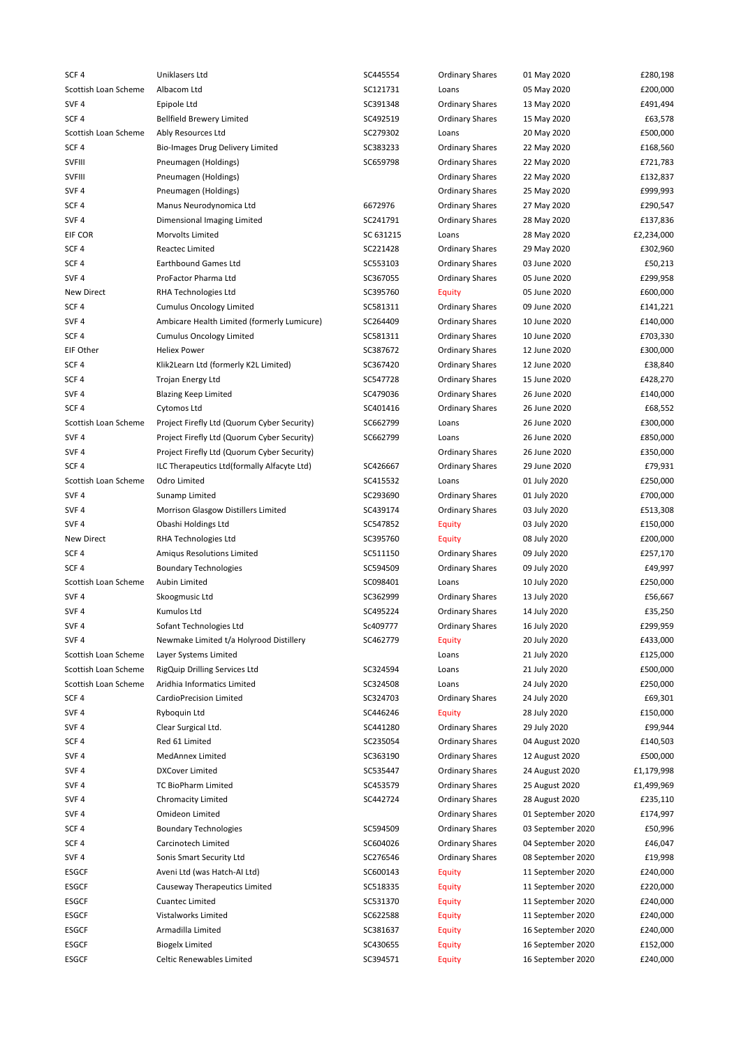| | | | | | |
|---|---|---|---|---|---|
| SCF 4 | Uniklasers Ltd | SC445554 | Ordinary Shares | 01 May 2020 | £280,198 |
| Scottish Loan Scheme | Albacom Ltd | SC121731 | Loans | 05 May 2020 | £200,000 |
| SVF 4 | Epipole Ltd | SC391348 | Ordinary Shares | 13 May 2020 | £491,494 |
| SCF 4 | Bellfield Brewery Limited | SC492519 | Ordinary Shares | 15 May 2020 | £63,578 |
| Scottish Loan Scheme | Ably Resources Ltd | SC279302 | Loans | 20 May 2020 | £500,000 |
| SCF 4 | Bio-Images Drug Delivery Limited | SC383233 | Ordinary Shares | 22 May 2020 | £168,560 |
| SVFIII | Pneumagen (Holdings) | SC659798 | Ordinary Shares | 22 May 2020 | £721,783 |
| SVFIII | Pneumagen (Holdings) | | Ordinary Shares | 22 May 2020 | £132,837 |
| SVF 4 | Pneumagen (Holdings) | | Ordinary Shares | 25 May 2020 | £999,993 |
| SCF 4 | Manus Neurodynomica Ltd | 6672976 | Ordinary Shares | 27 May 2020 | £290,547 |
| SVF 4 | Dimensional Imaging Limited | SC241791 | Ordinary Shares | 28 May 2020 | £137,836 |
| EIF COR | Morvolts Limited | SC 631215 | Loans | 28 May 2020 | £2,234,000 |
| SCF 4 | Reactec Limited | SC221428 | Ordinary Shares | 29 May 2020 | £302,960 |
| SCF 4 | Earthbound Games Ltd | SC553103 | Ordinary Shares | 03 June 2020 | £50,213 |
| SVF 4 | ProFactor Pharma Ltd | SC367055 | Ordinary Shares | 05 June 2020 | £299,958 |
| New Direct | RHA Technologies Ltd | SC395760 | Equity | 05 June 2020 | £600,000 |
| SCF 4 | Cumulus Oncology Limited | SC581311 | Ordinary Shares | 09 June 2020 | £141,221 |
| SVF 4 | Ambicare Health Limited (formerly Lumicure) | SC264409 | Ordinary Shares | 10 June 2020 | £140,000 |
| SCF 4 | Cumulus Oncology Limited | SC581311 | Ordinary Shares | 10 June 2020 | £703,330 |
| EIF Other | Heliex Power | SC387672 | Ordinary Shares | 12 June 2020 | £300,000 |
| SCF 4 | Klik2Learn Ltd (formerly K2L Limited) | SC367420 | Ordinary Shares | 12 June 2020 | £38,840 |
| SCF 4 | Trojan Energy Ltd | SC547728 | Ordinary Shares | 15 June 2020 | £428,270 |
| SVF 4 | Blazing Keep Limited | SC479036 | Ordinary Shares | 26 June 2020 | £140,000 |
| SCF 4 | Cytomos Ltd | SC401416 | Ordinary Shares | 26 June 2020 | £68,552 |
| Scottish Loan Scheme | Project Firefly Ltd (Quorum Cyber Security) | SC662799 | Loans | 26 June 2020 | £300,000 |
| SVF 4 | Project Firefly Ltd (Quorum Cyber Security) | SC662799 | Loans | 26 June 2020 | £850,000 |
| SVF 4 | Project Firefly Ltd (Quorum Cyber Security) | | Ordinary Shares | 26 June 2020 | £350,000 |
| SCF 4 | ILC Therapeutics Ltd(formally Alfacyte Ltd) | SC426667 | Ordinary Shares | 29 June 2020 | £79,931 |
| Scottish Loan Scheme | Odro Limited | SC415532 | Loans | 01 July 2020 | £250,000 |
| SVF 4 | Sunamp Limited | SC293690 | Ordinary Shares | 01 July 2020 | £700,000 |
| SVF 4 | Morrison Glasgow Distillers Limited | SC439174 | Ordinary Shares | 03 July 2020 | £513,308 |
| SVF 4 | Obashi Holdings Ltd | SC547852 | Equity | 03 July 2020 | £150,000 |
| New Direct | RHA Technologies Ltd | SC395760 | Equity | 08 July 2020 | £200,000 |
| SCF 4 | Amiqus Resolutions Limited | SC511150 | Ordinary Shares | 09 July 2020 | £257,170 |
| SCF 4 | Boundary Technologies | SC594509 | Ordinary Shares | 09 July 2020 | £49,997 |
| Scottish Loan Scheme | Aubin Limited | SC098401 | Loans | 10 July 2020 | £250,000 |
| SVF 4 | Skoogmusic Ltd | SC362999 | Ordinary Shares | 13 July 2020 | £56,667 |
| SVF 4 | Kumulos Ltd | SC495224 | Ordinary Shares | 14 July 2020 | £35,250 |
| SVF 4 | Sofant Technologies Ltd | Sc409777 | Ordinary Shares | 16 July 2020 | £299,959 |
| SVF 4 | Newmake Limited t/a Holyrood Distillery | SC462779 | Equity | 20 July 2020 | £433,000 |
| Scottish Loan Scheme | Layer Systems Limited | | Loans | 21 July 2020 | £125,000 |
| Scottish Loan Scheme | RigQuip Drilling Services Ltd | SC324594 | Loans | 21 July 2020 | £500,000 |
| Scottish Loan Scheme | Aridhia Informatics Limited | SC324508 | Loans | 24 July 2020 | £250,000 |
| SCF 4 | CardioPrecision Limited | SC324703 | Ordinary Shares | 24 July 2020 | £69,301 |
| SVF 4 | Ryboquin Ltd | SC446246 | Equity | 28 July 2020 | £150,000 |
| SVF 4 | Clear Surgical Ltd. | SC441280 | Ordinary Shares | 29 July 2020 | £99,944 |
| SCF 4 | Red 61 Limited | SC235054 | Ordinary Shares | 04 August 2020 | £140,503 |
| SVF 4 | MedAnnex Limited | SC363190 | Ordinary Shares | 12 August 2020 | £500,000 |
| SVF 4 | DXCover Limited | SC535447 | Ordinary Shares | 24 August 2020 | £1,179,998 |
| SVF 4 | TC BioPharm Limited | SC453579 | Ordinary Shares | 25 August 2020 | £1,499,969 |
| SVF 4 | Chromacity Limited | SC442724 | Ordinary Shares | 28 August 2020 | £235,110 |
| SVF 4 | Omideon Limited | | Ordinary Shares | 01 September 2020 | £174,997 |
| SCF 4 | Boundary Technologies | SC594509 | Ordinary Shares | 03 September 2020 | £50,996 |
| SCF 4 | Carcinotech Limited | SC604026 | Ordinary Shares | 04 September 2020 | £46,047 |
| SVF 4 | Sonis Smart Security Ltd | SC276546 | Ordinary Shares | 08 September 2020 | £19,998 |
| ESGCF | Aveni Ltd (was Hatch-AI Ltd) | SC600143 | Equity | 11 September 2020 | £240,000 |
| ESGCF | Causeway Therapeutics Limited | SC518335 | Equity | 11 September 2020 | £220,000 |
| ESGCF | Cuantec Limited | SC531370 | Equity | 11 September 2020 | £240,000 |
| ESGCF | Vistalworks Limited | SC622588 | Equity | 11 September 2020 | £240,000 |
| ESGCF | Armadilla Limited | SC381637 | Equity | 16 September 2020 | £240,000 |
| ESGCF | Biogelx Limited | SC430655 | Equity | 16 September 2020 | £152,000 |
| ESGCF | Celtic Renewables Limited | SC394571 | Equity | 16 September 2020 | £240,000 |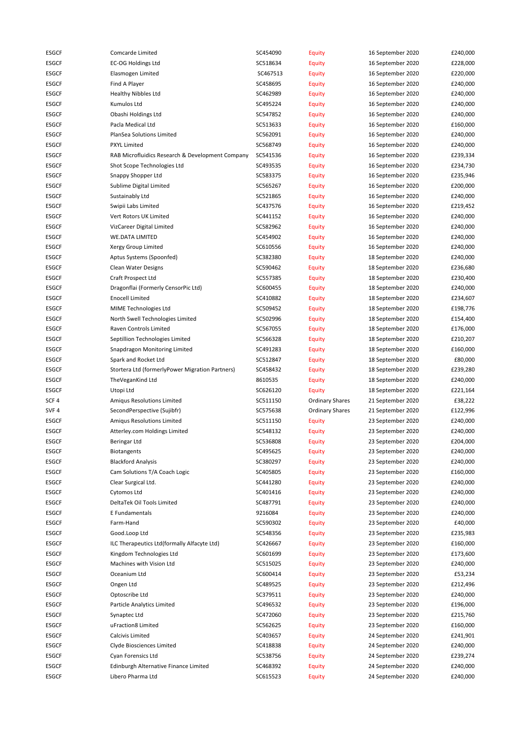| | | | | | |
|---|---|---|---|---|---|
| ESGCF | Comcarde Limited | SC454090 | Equity | 16 September 2020 | £240,000 |
| ESGCF | EC-OG Holdings Ltd | SC518634 | Equity | 16 September 2020 | £228,000 |
| ESGCF | Elasmogen Limited | SC467513 | Equity | 16 September 2020 | £220,000 |
| ESGCF | Find A Player | SC458695 | Equity | 16 September 2020 | £240,000 |
| ESGCF | Healthy Nibbles Ltd | SC462989 | Equity | 16 September 2020 | £240,000 |
| ESGCF | Kumulos Ltd | SC495224 | Equity | 16 September 2020 | £240,000 |
| ESGCF | Obashi Holdings Ltd | SC547852 | Equity | 16 September 2020 | £240,000 |
| ESGCF | Pacla Medical Ltd | SC513633 | Equity | 16 September 2020 | £160,000 |
| ESGCF | PlanSea Solutions Limited | SC562091 | Equity | 16 September 2020 | £240,000 |
| ESGCF | PXYL Limited | SC568749 | Equity | 16 September 2020 | £240,000 |
| ESGCF | RAB Microfluidics Research & Development Company | SC541536 | Equity | 16 September 2020 | £239,334 |
| ESGCF | Shot Scope Technologies Ltd | SC493535 | Equity | 16 September 2020 | £234,730 |
| ESGCF | Snappy Shopper Ltd | SC583375 | Equity | 16 September 2020 | £235,946 |
| ESGCF | Sublime Digital Limited | SC565267 | Equity | 16 September 2020 | £200,000 |
| ESGCF | Sustainably Ltd | SC521865 | Equity | 16 September 2020 | £240,000 |
| ESGCF | Swipii Labs Limited | SC437576 | Equity | 16 September 2020 | £219,452 |
| ESGCF | Vert Rotors UK Limited | SC441152 | Equity | 16 September 2020 | £240,000 |
| ESGCF | VizCareer Digital Limited | SC582962 | Equity | 16 September 2020 | £240,000 |
| ESGCF | WE.DATA LIMITED | SC454902 | Equity | 16 September 2020 | £240,000 |
| ESGCF | Xergy Group Limited | SC610556 | Equity | 16 September 2020 | £240,000 |
| ESGCF | Aptus Systems (Spoonfed) | SC382380 | Equity | 18 September 2020 | £240,000 |
| ESGCF | Clean Water Designs | SC590462 | Equity | 18 September 2020 | £236,680 |
| ESGCF | Craft Prospect Ltd | SC557385 | Equity | 18 September 2020 | £230,400 |
| ESGCF | Dragonflai (Formerly CensorPic Ltd) | SC600455 | Equity | 18 September 2020 | £240,000 |
| ESGCF | Enocell Limited | SC410882 | Equity | 18 September 2020 | £234,607 |
| ESGCF | MIME Technologies Ltd | SC509452 | Equity | 18 September 2020 | £198,776 |
| ESGCF | North Swell Technologies Limited | SC502996 | Equity | 18 September 2020 | £154,400 |
| ESGCF | Raven Controls Limited | SC567055 | Equity | 18 September 2020 | £176,000 |
| ESGCF | Septillion Technologies Limited | SC566328 | Equity | 18 September 2020 | £210,207 |
| ESGCF | Snapdragon Monitoring Limited | SC491283 | Equity | 18 September 2020 | £160,000 |
| ESGCF | Spark and Rocket Ltd | SC512847 | Equity | 18 September 2020 | £80,000 |
| ESGCF | Stortera Ltd (formerlyPower Migration Partners) | SC458432 | Equity | 18 September 2020 | £239,280 |
| ESGCF | TheVeganKind Ltd | 8610535 | Equity | 18 September 2020 | £240,000 |
| ESGCF | Utopi Ltd | SC626120 | Equity | 18 September 2020 | £221,164 |
| SCF 4 | Amiqus Resolutions Limited | SC511150 | Ordinary Shares | 21 September 2020 | £38,222 |
| SVF 4 | SecondPerspective (Sujibfr) | SC575638 | Ordinary Shares | 21 September 2020 | £122,996 |
| ESGCF | Amiqus Resolutions Limited | SC511150 | Equity | 23 September 2020 | £240,000 |
| ESGCF | Atterley.com Holdings Limited | SC548132 | Equity | 23 September 2020 | £240,000 |
| ESGCF | Beringar Ltd | SC536808 | Equity | 23 September 2020 | £204,000 |
| ESGCF | Biotangents | SC495625 | Equity | 23 September 2020 | £240,000 |
| ESGCF | Blackford Analysis | SC380297 | Equity | 23 September 2020 | £240,000 |
| ESGCF | Cam Solutions T/A Coach Logic | SC405805 | Equity | 23 September 2020 | £160,000 |
| ESGCF | Clear Surgical Ltd. | SC441280 | Equity | 23 September 2020 | £240,000 |
| ESGCF | Cytomos Ltd | SC401416 | Equity | 23 September 2020 | £240,000 |
| ESGCF | DeltaTek Oil Tools Limited | SC487791 | Equity | 23 September 2020 | £240,000 |
| ESGCF | E Fundamentals | 9216084 | Equity | 23 September 2020 | £240,000 |
| ESGCF | Farm-Hand | SC590302 | Equity | 23 September 2020 | £40,000 |
| ESGCF | Good.Loop Ltd | SC548356 | Equity | 23 September 2020 | £235,983 |
| ESGCF | ILC Therapeutics Ltd(formally Alfacyte Ltd) | SC426667 | Equity | 23 September 2020 | £160,000 |
| ESGCF | Kingdom Technologies Ltd | SC601699 | Equity | 23 September 2020 | £173,600 |
| ESGCF | Machines with Vision Ltd | SC515025 | Equity | 23 September 2020 | £240,000 |
| ESGCF | Oceanium Ltd | SC600414 | Equity | 23 September 2020 | £53,234 |
| ESGCF | Ongen Ltd | SC489525 | Equity | 23 September 2020 | £212,496 |
| ESGCF | Optoscribe Ltd | SC379511 | Equity | 23 September 2020 | £240,000 |
| ESGCF | Particle Analytics Limited | SC496532 | Equity | 23 September 2020 | £196,000 |
| ESGCF | Synaptec Ltd | SC472060 | Equity | 23 September 2020 | £215,760 |
| ESGCF | uFraction8 Limited | SC562625 | Equity | 23 September 2020 | £160,000 |
| ESGCF | Calcivis Limited | SC403657 | Equity | 24 September 2020 | £241,901 |
| ESGCF | Clyde Biosciences Limited | SC418838 | Equity | 24 September 2020 | £240,000 |
| ESGCF | Cyan Forensics Ltd | SC538756 | Equity | 24 September 2020 | £239,274 |
| ESGCF | Edinburgh Alternative Finance Limited | SC468392 | Equity | 24 September 2020 | £240,000 |
| ESGCF | Libero Pharma Ltd | SC615523 | Equity | 24 September 2020 | £240,000 |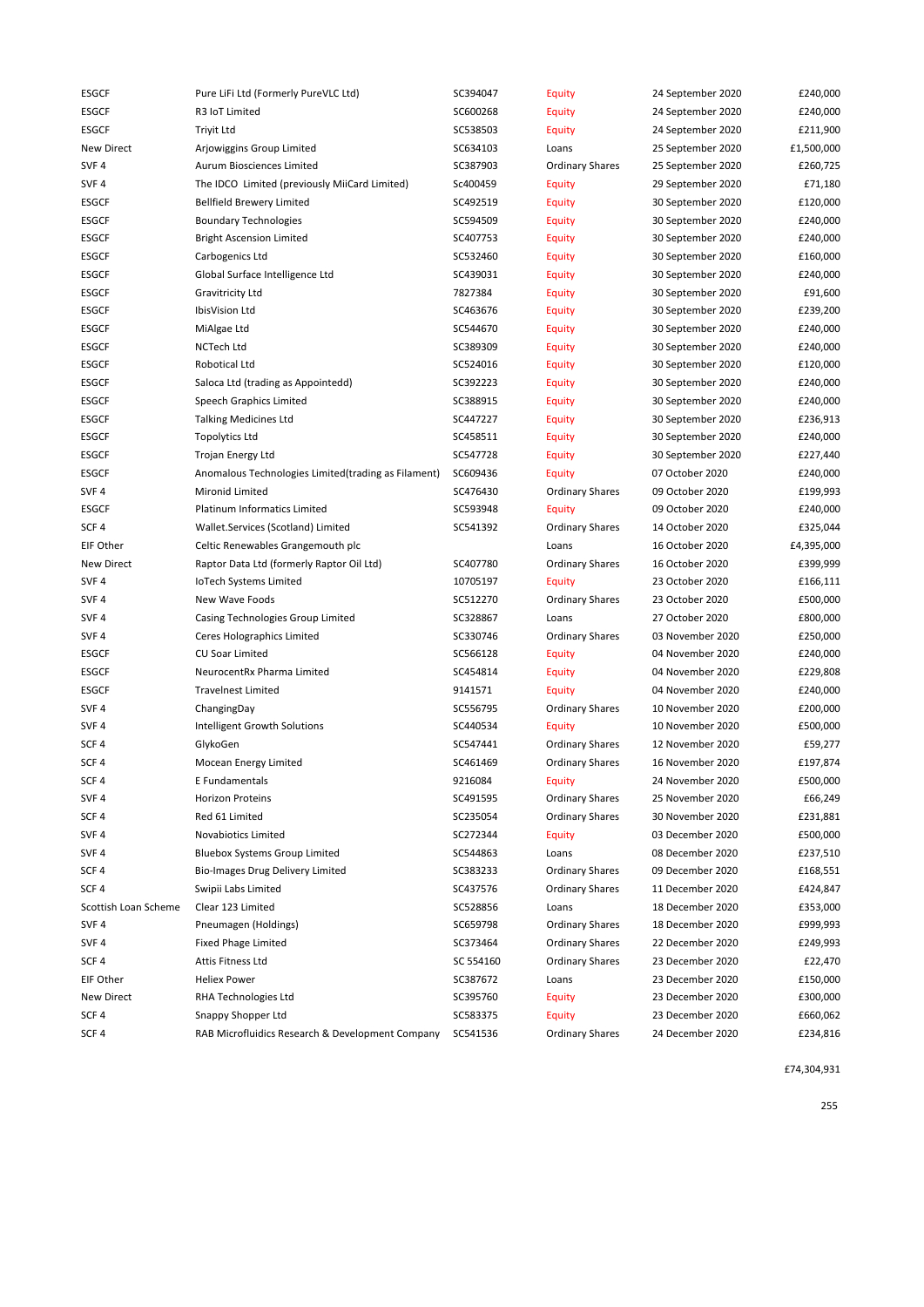| | | | | | |
|---|---|---|---|---|---|
| ESGCF | Pure LiFi Ltd (Formerly PureVLC Ltd) | SC394047 | Equity | 24 September 2020 | £240,000 |
| ESGCF | R3 IoT Limited | SC600268 | Equity | 24 September 2020 | £240,000 |
| ESGCF | Triyit Ltd | SC538503 | Equity | 24 September 2020 | £211,900 |
| New Direct | Arjowiggins Group Limited | SC634103 | Loans | 25 September 2020 | £1,500,000 |
| SVF 4 | Aurum Biosciences Limited | SC387903 | Ordinary Shares | 25 September 2020 | £260,725 |
| SVF 4 | The IDCO Limited (previously MiiCard Limited) | Sc400459 | Equity | 29 September 2020 | £71,180 |
| ESGCF | Bellfield Brewery Limited | SC492519 | Equity | 30 September 2020 | £120,000 |
| ESGCF | Boundary Technologies | SC594509 | Equity | 30 September 2020 | £240,000 |
| ESGCF | Bright Ascension Limited | SC407753 | Equity | 30 September 2020 | £240,000 |
| ESGCF | Carbogenics Ltd | SC532460 | Equity | 30 September 2020 | £160,000 |
| ESGCF | Global Surface Intelligence Ltd | SC439031 | Equity | 30 September 2020 | £240,000 |
| ESGCF | Gravitricity Ltd | 7827384 | Equity | 30 September 2020 | £91,600 |
| ESGCF | IbisVision Ltd | SC463676 | Equity | 30 September 2020 | £239,200 |
| ESGCF | MiAlgae Ltd | SC544670 | Equity | 30 September 2020 | £240,000 |
| ESGCF | NCTech Ltd | SC389309 | Equity | 30 September 2020 | £240,000 |
| ESGCF | Robotical Ltd | SC524016 | Equity | 30 September 2020 | £120,000 |
| ESGCF | Saloca Ltd (trading as Appointedd) | SC392223 | Equity | 30 September 2020 | £240,000 |
| ESGCF | Speech Graphics Limited | SC388915 | Equity | 30 September 2020 | £240,000 |
| ESGCF | Talking Medicines Ltd | SC447227 | Equity | 30 September 2020 | £236,913 |
| ESGCF | Topolytics Ltd | SC458511 | Equity | 30 September 2020 | £240,000 |
| ESGCF | Trojan Energy Ltd | SC547728 | Equity | 30 September 2020 | £227,440 |
| ESGCF | Anomalous Technologies Limited(trading as Filament) | SC609436 | Equity | 07 October 2020 | £240,000 |
| SVF 4 | Mironid Limited | SC476430 | Ordinary Shares | 09 October 2020 | £199,993 |
| ESGCF | Platinum Informatics Limited | SC593948 | Equity | 09 October 2020 | £240,000 |
| SCF 4 | Wallet.Services (Scotland) Limited | SC541392 | Ordinary Shares | 14 October 2020 | £325,044 |
| EIF Other | Celtic Renewables Grangemouth plc | | Loans | 16 October 2020 | £4,395,000 |
| New Direct | Raptor Data Ltd (formerly Raptor Oil Ltd) | SC407780 | Ordinary Shares | 16 October 2020 | £399,999 |
| SVF 4 | IoTech Systems Limited | 10705197 | Equity | 23 October 2020 | £166,111 |
| SVF 4 | New Wave Foods | SC512270 | Ordinary Shares | 23 October 2020 | £500,000 |
| SVF 4 | Casing Technologies Group Limited | SC328867 | Loans | 27 October 2020 | £800,000 |
| SVF 4 | Ceres Holographics Limited | SC330746 | Ordinary Shares | 03 November 2020 | £250,000 |
| ESGCF | CU Soar Limited | SC566128 | Equity | 04 November 2020 | £240,000 |
| ESGCF | NeurocentRx Pharma Limited | SC454814 | Equity | 04 November 2020 | £229,808 |
| ESGCF | Travelnest Limited | 9141571 | Equity | 04 November 2020 | £240,000 |
| SVF 4 | ChangingDay | SC556795 | Ordinary Shares | 10 November 2020 | £200,000 |
| SVF 4 | Intelligent Growth Solutions | SC440534 | Equity | 10 November 2020 | £500,000 |
| SCF 4 | GlykoGen | SC547441 | Ordinary Shares | 12 November 2020 | £59,277 |
| SCF 4 | Mocean Energy Limited | SC461469 | Ordinary Shares | 16 November 2020 | £197,874 |
| SCF 4 | E Fundamentals | 9216084 | Equity | 24 November 2020 | £500,000 |
| SVF 4 | Horizon Proteins | SC491595 | Ordinary Shares | 25 November 2020 | £66,249 |
| SCF 4 | Red 61 Limited | SC235054 | Ordinary Shares | 30 November 2020 | £231,881 |
| SVF 4 | Novabiotics Limited | SC272344 | Equity | 03 December 2020 | £500,000 |
| SVF 4 | Bluebox Systems Group Limited | SC544863 | Loans | 08 December 2020 | £237,510 |
| SCF 4 | Bio-Images Drug Delivery Limited | SC383233 | Ordinary Shares | 09 December 2020 | £168,551 |
| SCF 4 | Swipii Labs Limited | SC437576 | Ordinary Shares | 11 December 2020 | £424,847 |
| Scottish Loan Scheme | Clear 123 Limited | SC528856 | Loans | 18 December 2020 | £353,000 |
| SVF 4 | Pneumagen (Holdings) | SC659798 | Ordinary Shares | 18 December 2020 | £999,993 |
| SVF 4 | Fixed Phage Limited | SC373464 | Ordinary Shares | 22 December 2020 | £249,993 |
| SCF 4 | Attis Fitness Ltd | SC 554160 | Ordinary Shares | 23 December 2020 | £22,470 |
| EIF Other | Heliex Power | SC387672 | Loans | 23 December 2020 | £150,000 |
| New Direct | RHA Technologies Ltd | SC395760 | Equity | 23 December 2020 | £300,000 |
| SCF 4 | Snappy Shopper Ltd | SC583375 | Equity | 23 December 2020 | £660,062 |
| SCF 4 | RAB Microfluidics Research & Development Company | SC541536 | Ordinary Shares | 24 December 2020 | £234,816 |
| | | | | | £74,304,931 |